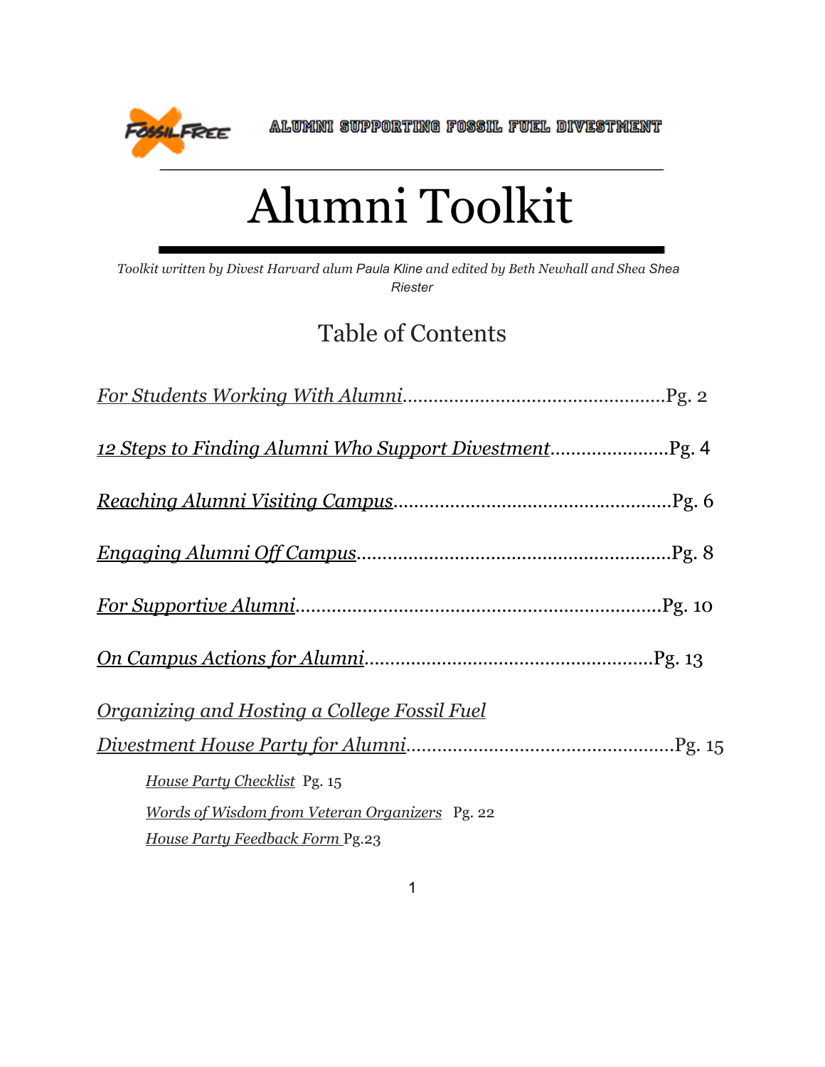ALUMNI SUPPORTING FOSSIL FUEL DIVESTMENT

# Alumni Toolkit

*Toolkit written by Divest Harvard alum Paula Kline and edited by Beth Newhall and Shea Shea Riester*

## Table of Contents

*For Students Working With Alumni*....................Pg. 2

*12 Steps to Finding Alumni Who Support Divestment*....................Pg. 4

*Reaching Alumni Visiting Campus*....................Pg. 6

*Engaging Alumni Off Campus*....................Pg. 8

*For Supportive Alumni*....................Pg. 10

*On Campus Actions for Alumni*....................Pg. 13

*Organizing and Hosting a College Fossil Fuel Divestment House Party for Alumni*....................Pg. 15

- *House Party Checklist* Pg. 15
- *Words of Wisdom from Veteran Organizers* Pg. 22
- *House Party Feedback Form* Pg.23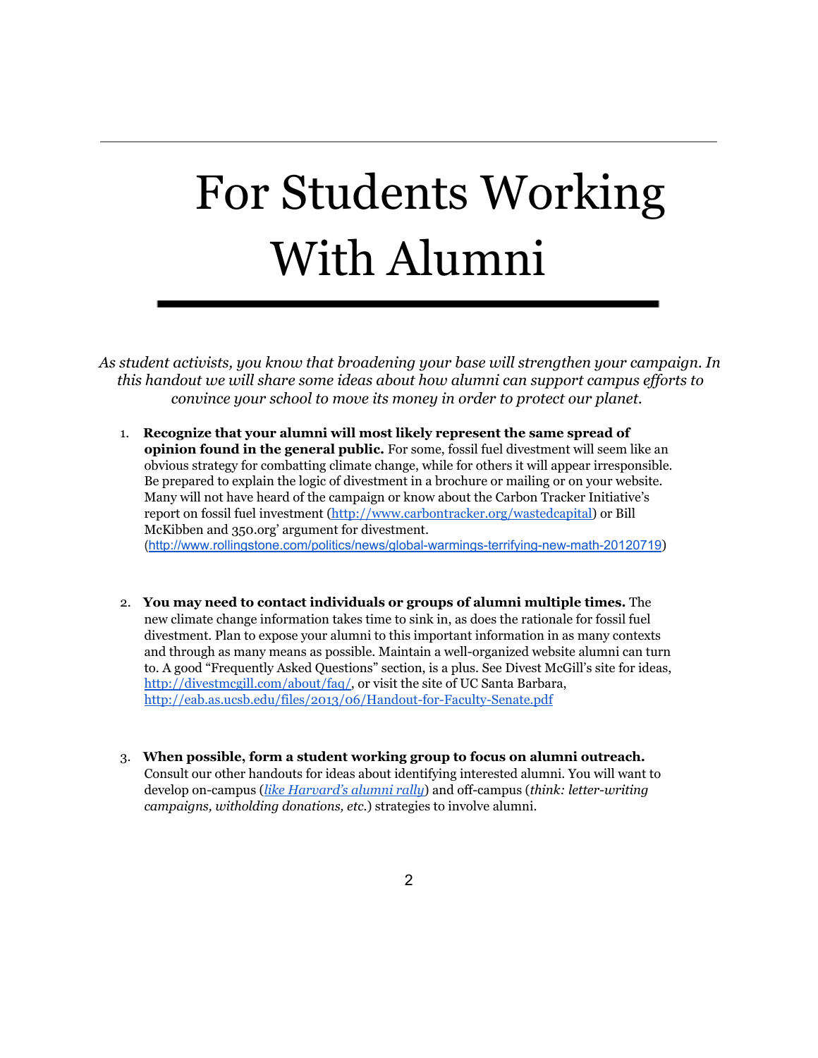# For Students Working With Alumni

*As student activists, you know that broadening your base will strengthen your campaign. In this handout we will share some ideas about how alumni can support campus efforts to convince your school to move its money in order to protect our planet.*

1. **Recognize that your alumni will most likely represent the same spread of opinion found in the general public.** For some, fossil fuel divestment will seem like an obvious strategy for combatting climate change, while for others it will appear irresponsible. Be prepared to explain the logic of divestment in a brochure or mailing or on your website. Many will not have heard of the campaign or know about the Carbon Tracker Initiative's report on fossil fuel investment (http://www.carbontracker.org/wastedcapital) or Bill McKibben and 350.org' argument for divestment. (http://www.rollingstone.com/politics/news/global-warmings-terrifying-new-math-20120719)

2. **You may need to contact individuals or groups of alumni multiple times.** The new climate change information takes time to sink in, as does the rationale for fossil fuel divestment. Plan to expose your alumni to this important information in as many contexts and through as many means as possible. Maintain a well-organized website alumni can turn to. A good "Frequently Asked Questions" section, is a plus. See Divest McGill's site for ideas, http://divestmcgill.com/about/faq/, or visit the site of UC Santa Barbara, http://eab.as.ucsb.edu/files/2013/06/Handout-for-Faculty-Senate.pdf

3. **When possible, form a student working group to focus on alumni outreach.** Consult our other handouts for ideas about identifying interested alumni. You will want to develop on-campus (*like Harvard's alumni rally*) and off-campus (*think: letter-writing campaigns, witholding donations, etc.*) strategies to involve alumni.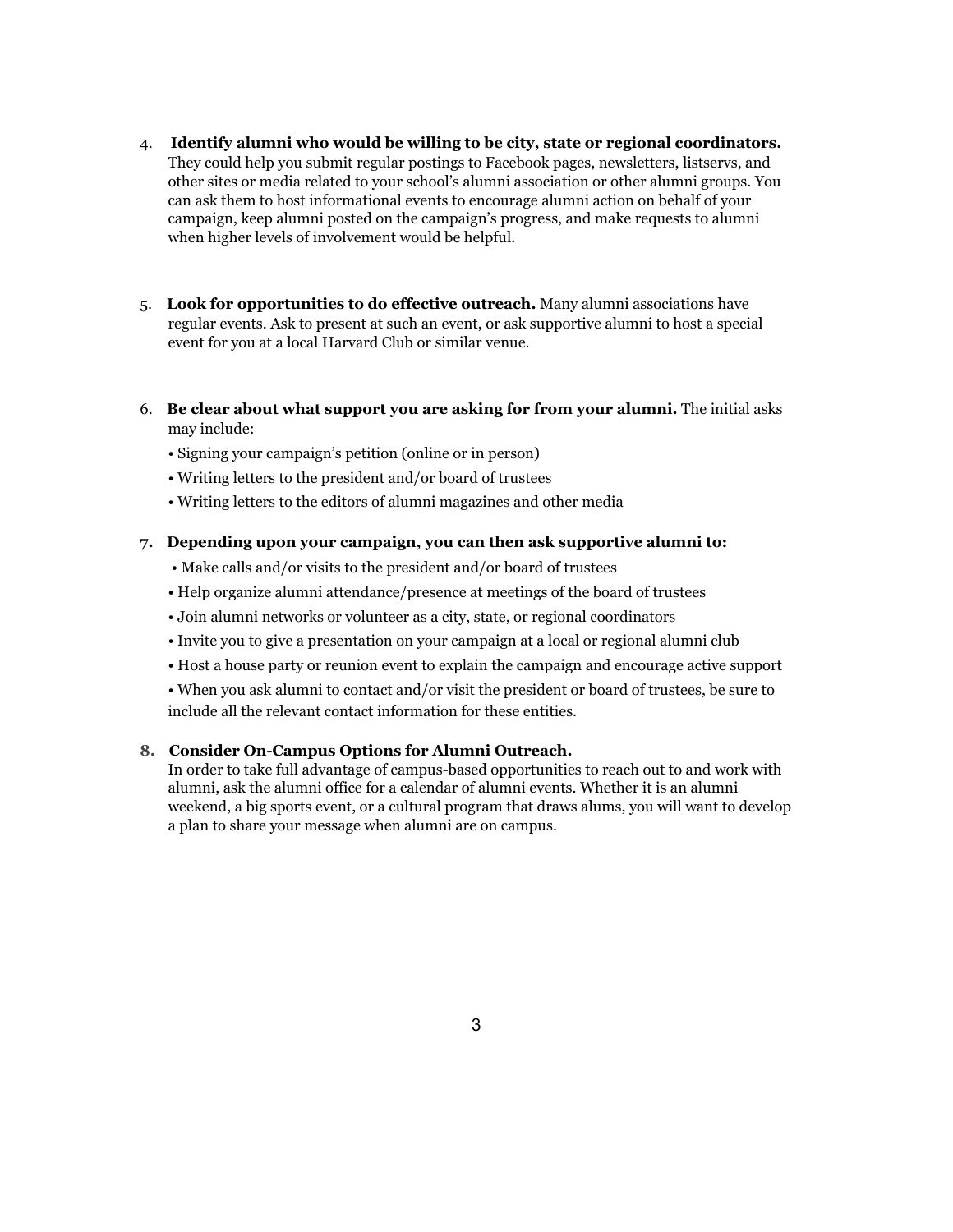4. **Identify alumni who would be willing to be city, state or regional coordinators.** They could help you submit regular postings to Facebook pages, newsletters, listservs, and other sites or media related to your school's alumni association or other alumni groups. You can ask them to host informational events to encourage alumni action on behalf of your campaign, keep alumni posted on the campaign's progress, and make requests to alumni when higher levels of involvement would be helpful.

5. **Look for opportunities to do effective outreach.** Many alumni associations have regular events. Ask to present at such an event, or ask supportive alumni to host a special event for you at a local Harvard Club or similar venue.

6. **Be clear about what support you are asking for from your alumni.** The initial asks may include:

   • Signing your campaign's petition (online or in person)

   • Writing letters to the president and/or board of trustees

   • Writing letters to the editors of alumni magazines and other media

7. **Depending upon your campaign, you can then ask supportive alumni to:**

   • Make calls and/or visits to the president and/or board of trustees

   • Help organize alumni attendance/presence at meetings of the board of trustees

   • Join alumni networks or volunteer as a city, state, or regional coordinators

   • Invite you to give a presentation on your campaign at a local or regional alumni club

   • Host a house party or reunion event to explain the campaign and encourage active support

   • When you ask alumni to contact and/or visit the president or board of trustees, be sure to include all the relevant contact information for these entities.

8. **Consider On-Campus Options for Alumni Outreach.**
   In order to take full advantage of campus-based opportunities to reach out to and work with alumni, ask the alumni office for a calendar of alumni events. Whether it is an alumni weekend, a big sports event, or a cultural program that draws alums, you will want to develop a plan to share your message when alumni are on campus.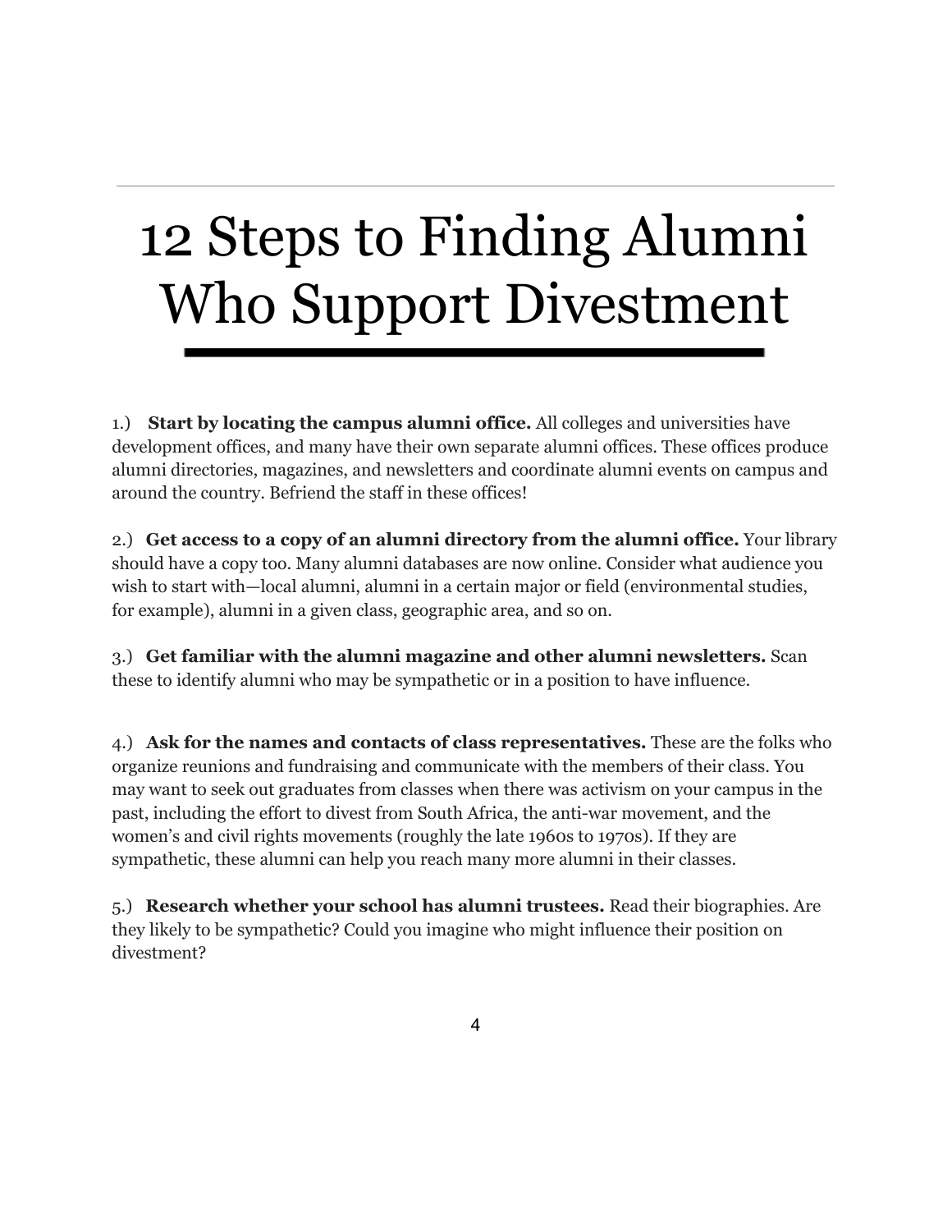# 12 Steps to Finding Alumni Who Support Divestment

1.) **Start by locating the campus alumni office.** All colleges and universities have development offices, and many have their own separate alumni offices. These offices produce alumni directories, magazines, and newsletters and coordinate alumni events on campus and around the country. Befriend the staff in these offices!

2.) **Get access to a copy of an alumni directory from the alumni office.** Your library should have a copy too. Many alumni databases are now online. Consider what audience you wish to start with—local alumni, alumni in a certain major or field (environmental studies, for example), alumni in a given class, geographic area, and so on.

3.) **Get familiar with the alumni magazine and other alumni newsletters.** Scan these to identify alumni who may be sympathetic or in a position to have influence.

4.) **Ask for the names and contacts of class representatives.** These are the folks who organize reunions and fundraising and communicate with the members of their class. You may want to seek out graduates from classes when there was activism on your campus in the past, including the effort to divest from South Africa, the anti-war movement, and the women's and civil rights movements (roughly the late 1960s to 1970s). If they are sympathetic, these alumni can help you reach many more alumni in their classes.

5.) **Research whether your school has alumni trustees.** Read their biographies. Are they likely to be sympathetic? Could you imagine who might influence their position on divestment?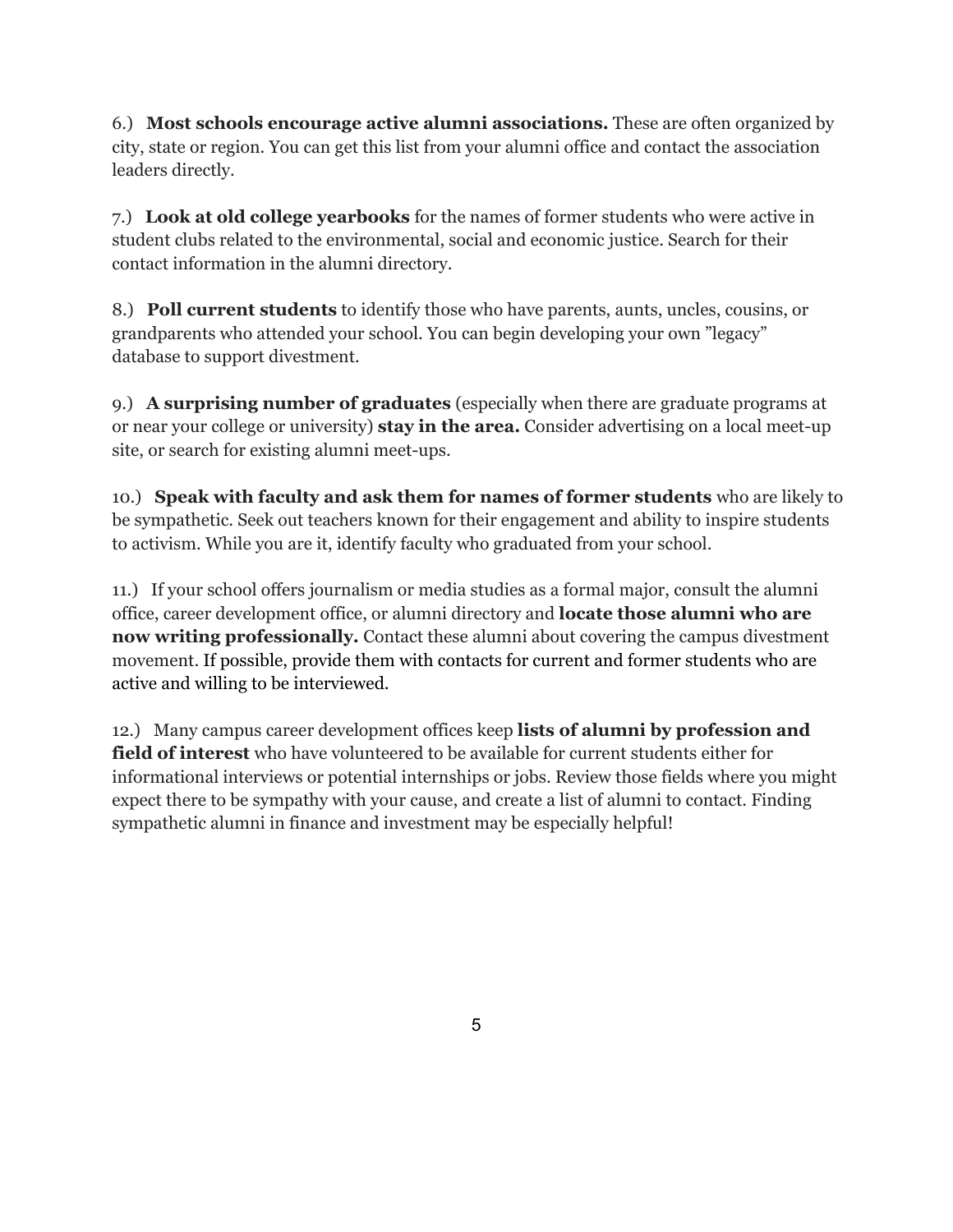6.) **Most schools encourage active alumni associations.** These are often organized by city, state or region. You can get this list from your alumni office and contact the association leaders directly.

7.) **Look at old college yearbooks** for the names of former students who were active in student clubs related to the environmental, social and economic justice. Search for their contact information in the alumni directory.

8.) **Poll current students** to identify those who have parents, aunts, uncles, cousins, or grandparents who attended your school. You can begin developing your own ”legacy” database to support divestment.

9.) **A surprising number of graduates** (especially when there are graduate programs at or near your college or university) **stay in the area.** Consider advertising on a local meet-up site, or search for existing alumni meet-ups.

10.) **Speak with faculty and ask them for names of former students** who are likely to be sympathetic. Seek out teachers known for their engagement and ability to inspire students to activism. While you are it, identify faculty who graduated from your school.

11.) If your school offers journalism or media studies as a formal major, consult the alumni office, career development office, or alumni directory and **locate those alumni who are now writing professionally.** Contact these alumni about covering the campus divestment movement. If possible, provide them with contacts for current and former students who are active and willing to be interviewed.

12.) Many campus career development offices keep **lists of alumni by profession and field of interest** who have volunteered to be available for current students either for informational interviews or potential internships or jobs. Review those fields where you might expect there to be sympathy with your cause, and create a list of alumni to contact. Finding sympathetic alumni in finance and investment may be especially helpful!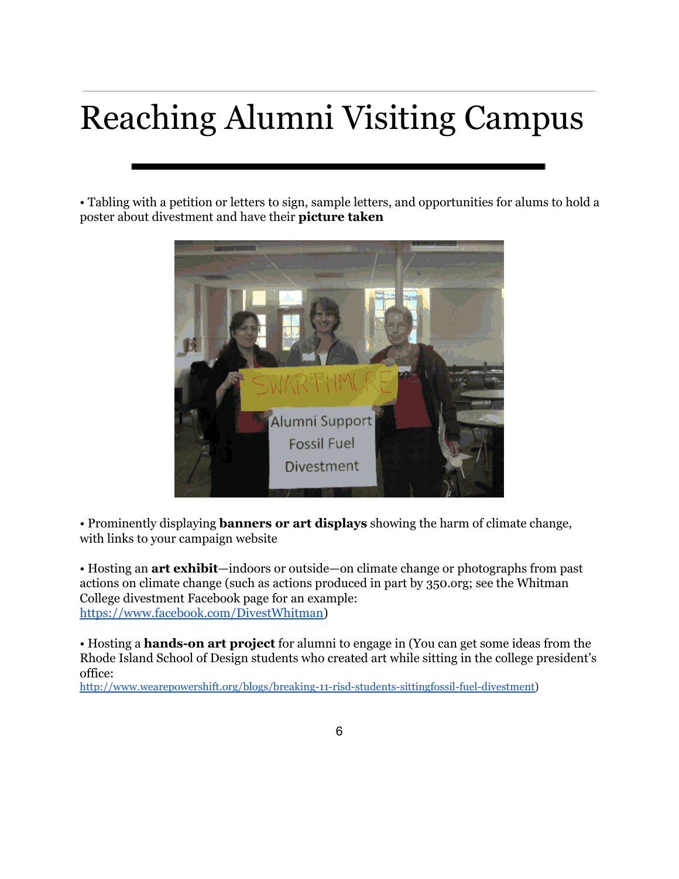# Reaching Alumni Visiting Campus

• Tabling with a petition or letters to sign, sample letters, and opportunities for alums to hold a poster about divestment and have their **picture taken**

• Prominently displaying **banners or art displays** showing the harm of climate change, with links to your campaign website

• Hosting an **art exhibit**—indoors or outside—on climate change or photographs from past actions on climate change (such as actions produced in part by 350.org; see the Whitman College divestment Facebook page for an example: https://www.facebook.com/DivestWhitman)

• Hosting a **hands-on art project** for alumni to engage in (You can get some ideas from the Rhode Island School of Design students who created art while sitting in the college president's office: http://www.wearepowershift.org/blogs/breaking-11-risd-students-sittingfossil-fuel-divestment)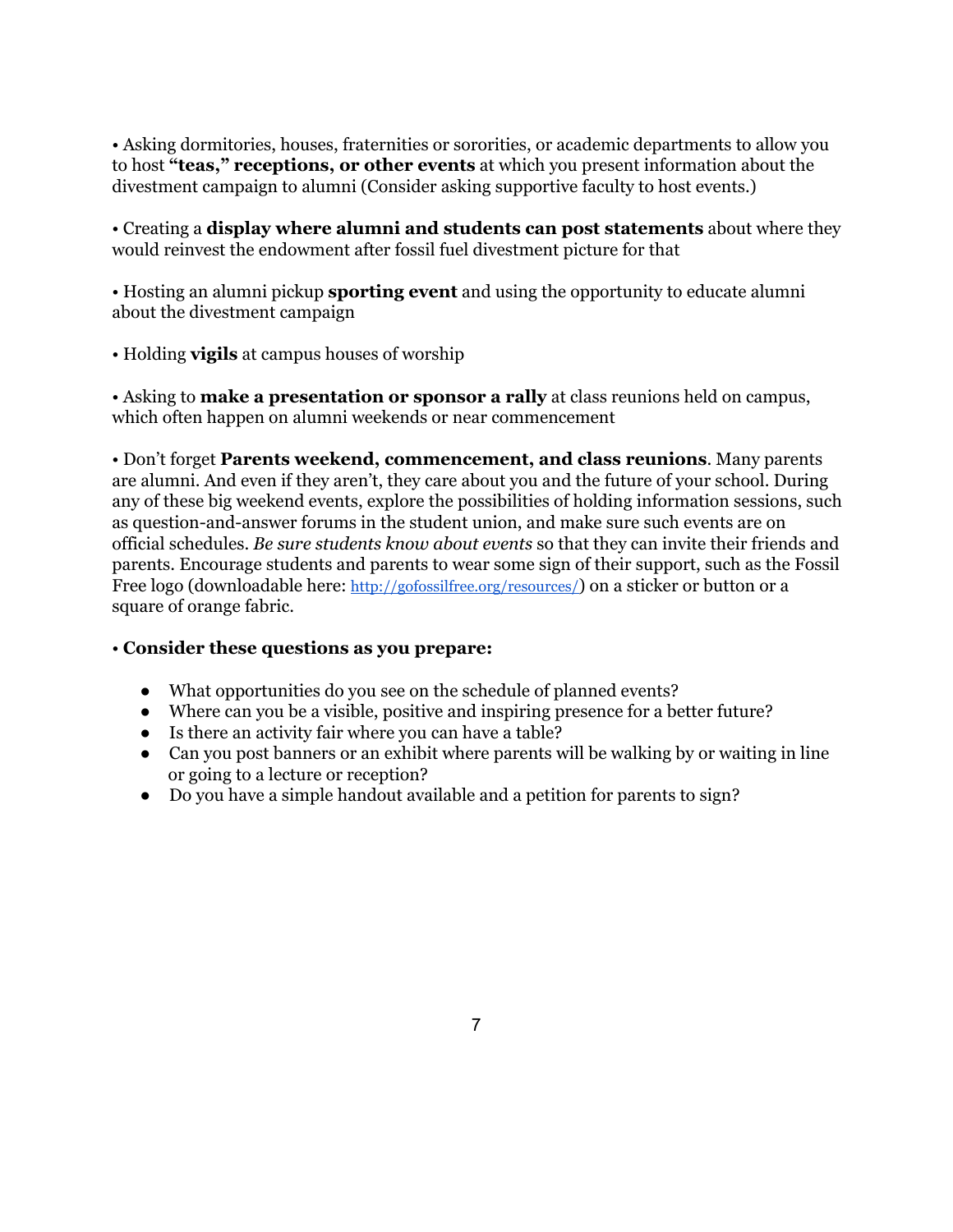• Asking dormitories, houses, fraternities or sororities, or academic departments to allow you to host **"teas," receptions, or other events** at which you present information about the divestment campaign to alumni (Consider asking supportive faculty to host events.)

• Creating a **display where alumni and students can post statements** about where they would reinvest the endowment after fossil fuel divestment picture for that

• Hosting an alumni pickup **sporting event** and using the opportunity to educate alumni about the divestment campaign

• Holding **vigils** at campus houses of worship

• Asking to **make a presentation or sponsor a rally** at class reunions held on campus, which often happen on alumni weekends or near commencement

• Don't forget **Parents weekend, commencement, and class reunions**. Many parents are alumni. And even if they aren't, they care about you and the future of your school. During any of these big weekend events, explore the possibilities of holding information sessions, such as question-and-answer forums in the student union, and make sure such events are on official schedules. *Be sure students know about events* so that they can invite their friends and parents. Encourage students and parents to wear some sign of their support, such as the Fossil Free logo (downloadable here: http://gofossilfree.org/resources/) on a sticker or button or a square of orange fabric.

• **Consider these questions as you prepare:**

- What opportunities do you see on the schedule of planned events?
- Where can you be a visible, positive and inspiring presence for a better future?
- Is there an activity fair where you can have a table?
- Can you post banners or an exhibit where parents will be walking by or waiting in line or going to a lecture or reception?
- Do you have a simple handout available and a petition for parents to sign?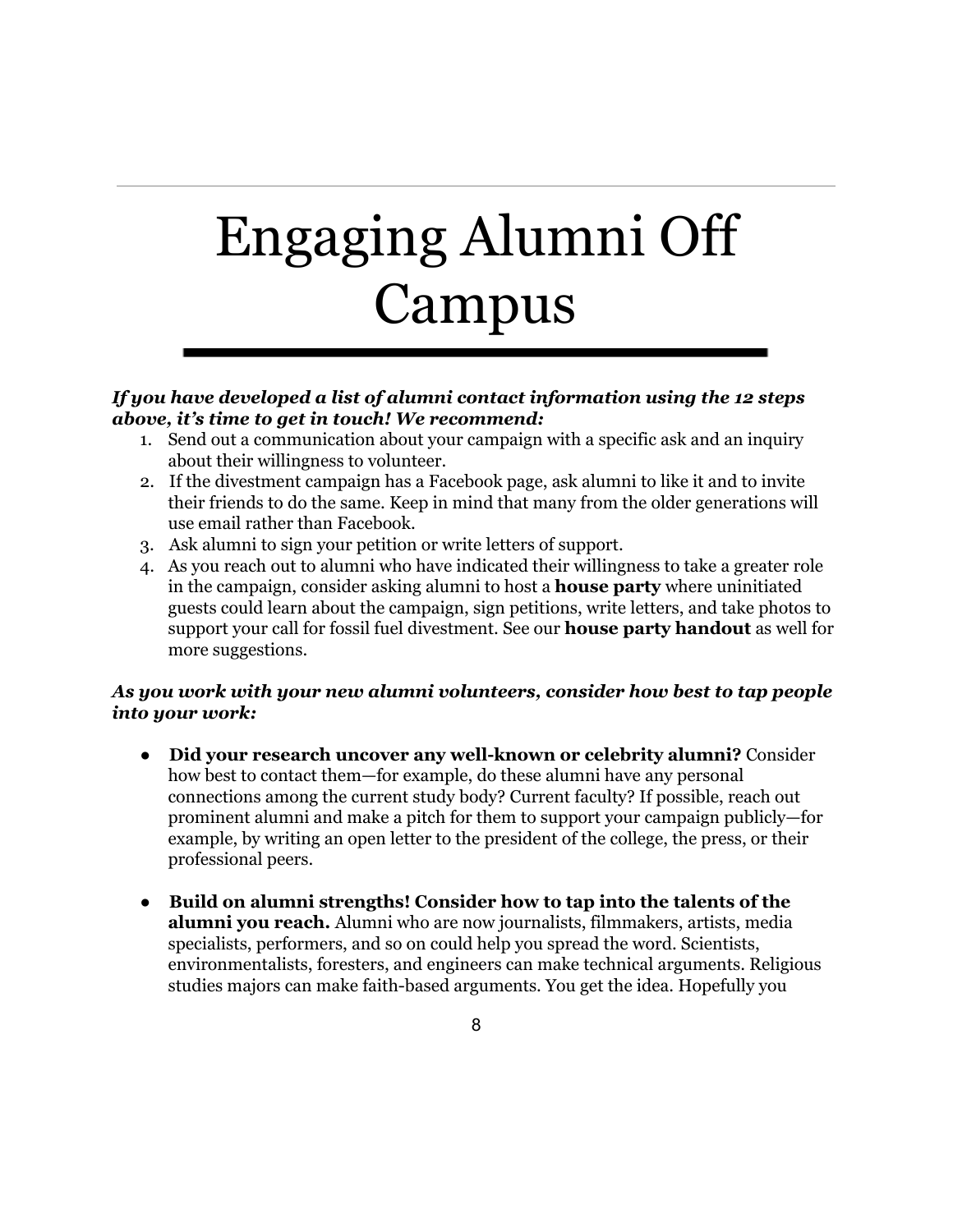# Engaging Alumni Off Campus

***If you have developed a list of alumni contact information using the 12 steps above, it's time to get in touch! We recommend:***

1. Send out a communication about your campaign with a specific ask and an inquiry about their willingness to volunteer.
2. If the divestment campaign has a Facebook page, ask alumni to like it and to invite their friends to do the same. Keep in mind that many from the older generations will use email rather than Facebook.
3. Ask alumni to sign your petition or write letters of support.
4. As you reach out to alumni who have indicated their willingness to take a greater role in the campaign, consider asking alumni to host a **house party** where uninitiated guests could learn about the campaign, sign petitions, write letters, and take photos to support your call for fossil fuel divestment. See our **house party handout** as well for more suggestions.

***As you work with your new alumni volunteers, consider how best to tap people into your work:***

- **Did your research uncover any well-known or celebrity alumni?** Consider how best to contact them—for example, do these alumni have any personal connections among the current study body? Current faculty? If possible, reach out prominent alumni and make a pitch for them to support your campaign publicly—for example, by writing an open letter to the president of the college, the press, or their professional peers.

- **Build on alumni strengths! Consider how to tap into the talents of the alumni you reach.** Alumni who are now journalists, filmmakers, artists, media specialists, performers, and so on could help you spread the word. Scientists, environmentalists, foresters, and engineers can make technical arguments. Religious studies majors can make faith-based arguments. You get the idea. Hopefully you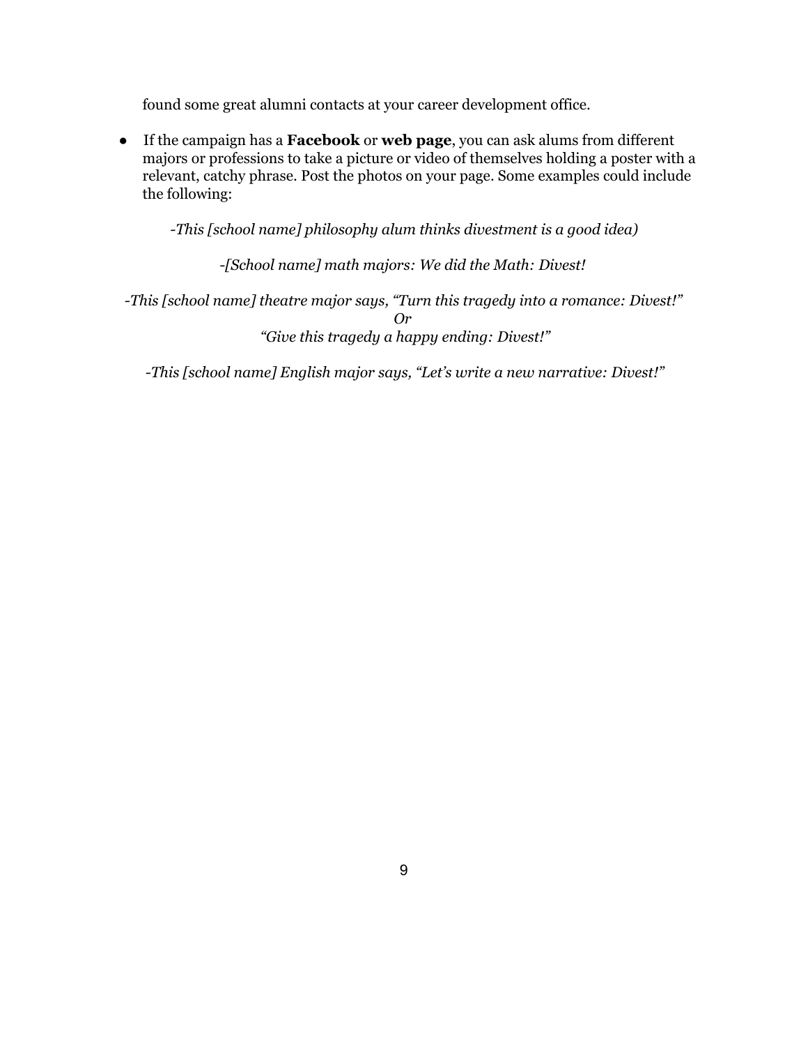found some great alumni contacts at your career development office.

- If the campaign has a **Facebook** or **web page**, you can ask alums from different majors or professions to take a picture or video of themselves holding a poster with a relevant, catchy phrase. Post the photos on your page. Some examples could include the following:

*-This [school name] philosophy alum thinks divestment is a good idea)*

*-[School name] math majors: We did the Math: Divest!*

*-This [school name] theatre major says, "Turn this tragedy into a romance: Divest!"*
*Or*
*"Give this tragedy a happy ending: Divest!"*

*-This [school name] English major says, "Let's write a new narrative: Divest!"*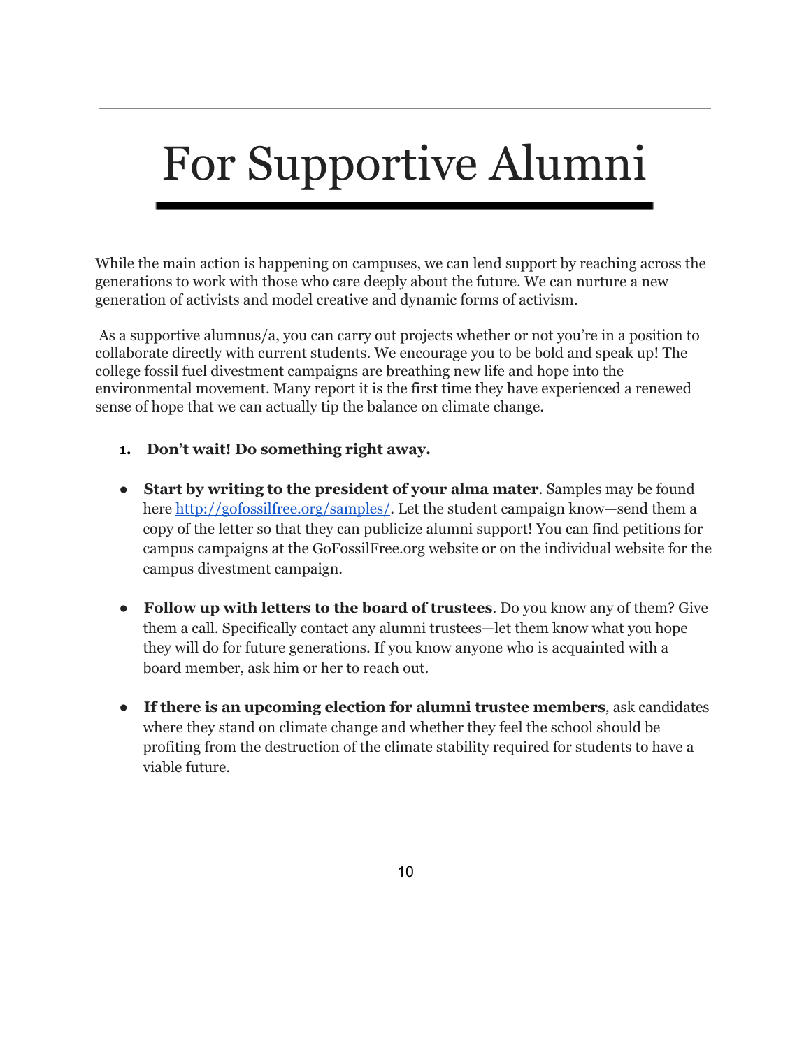# For Supportive Alumni

While the main action is happening on campuses, we can lend support by reaching across the generations to work with those who care deeply about the future. We can nurture a new generation of activists and model creative and dynamic forms of activism.

As a supportive alumnus/a, you can carry out projects whether or not you're in a position to collaborate directly with current students. We encourage you to be bold and speak up! The college fossil fuel divestment campaigns are breathing new life and hope into the environmental movement. Many report it is the first time they have experienced a renewed sense of hope that we can actually tip the balance on climate change.

1. **Don't wait! Do something right away.**

- **Start by writing to the president of your alma mater**. Samples may be found here [http://gofossilfree.org/samples/](http://gofossilfree.org/samples/). Let the student campaign know—send them a copy of the letter so that they can publicize alumni support! You can find petitions for campus campaigns at the GoFossilFree.org website or on the individual website for the campus divestment campaign.

- **Follow up with letters to the board of trustees**. Do you know any of them? Give them a call. Specifically contact any alumni trustees—let them know what you hope they will do for future generations. If you know anyone who is acquainted with a board member, ask him or her to reach out.

- **If there is an upcoming election for alumni trustee members**, ask candidates where they stand on climate change and whether they feel the school should be profiting from the destruction of the climate stability required for students to have a viable future.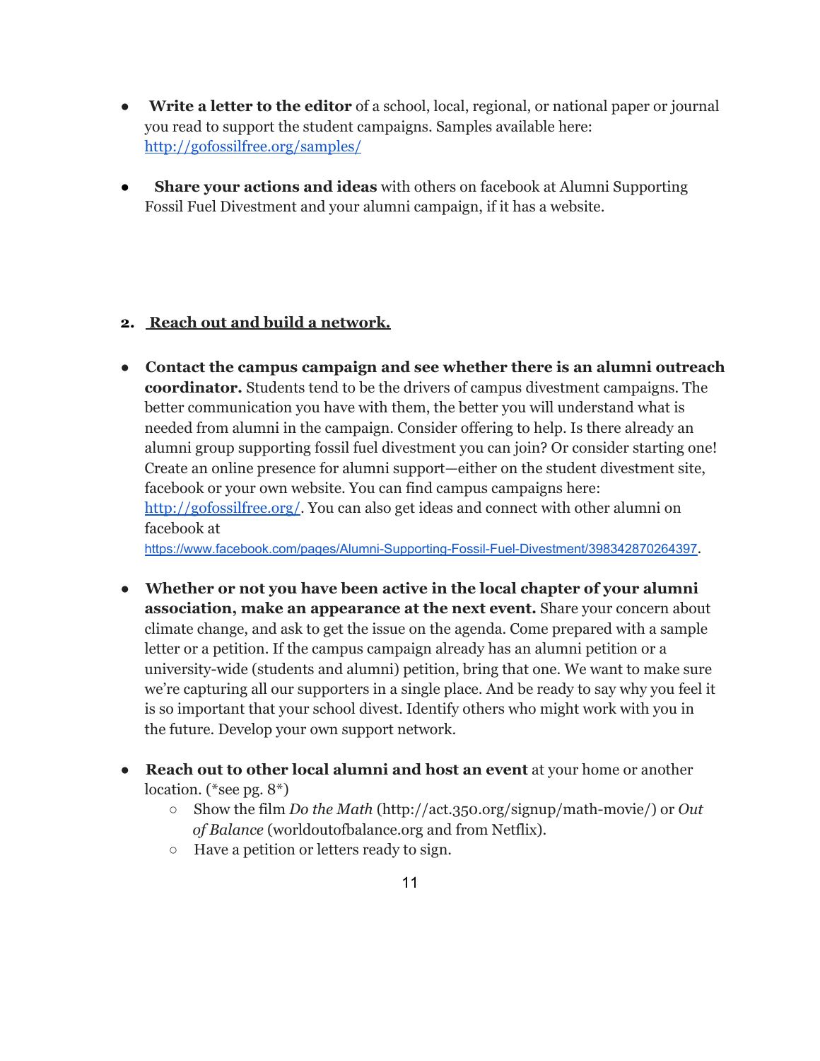- **Write a letter to the editor** of a school, local, regional, or national paper or journal you read to support the student campaigns. Samples available here: [http://gofossilfree.org/samples/](http://gofossilfree.org/samples/)

- **Share your actions and ideas** with others on facebook at Alumni Supporting Fossil Fuel Divestment and your alumni campaign, if it has a website.

**2. Reach out and build a network.**

- **Contact the campus campaign and see whether there is an alumni outreach coordinator.** Students tend to be the drivers of campus divestment campaigns. The better communication you have with them, the better you will understand what is needed from alumni in the campaign. Consider offering to help. Is there already an alumni group supporting fossil fuel divestment you can join? Or consider starting one! Create an online presence for alumni support—either on the student divestment site, facebook or your own website. You can find campus campaigns here: [http://gofossilfree.org/](http://gofossilfree.org/). You can also get ideas and connect with other alumni on facebook at [https://www.facebook.com/pages/Alumni-Supporting-Fossil-Fuel-Divestment/398342870264397](https://www.facebook.com/pages/Alumni-Supporting-Fossil-Fuel-Divestment/398342870264397).

- **Whether or not you have been active in the local chapter of your alumni association, make an appearance at the next event.** Share your concern about climate change, and ask to get the issue on the agenda. Come prepared with a sample letter or a petition. If the campus campaign already has an alumni petition or a university-wide (students and alumni) petition, bring that one. We want to make sure we're capturing all our supporters in a single place. And be ready to say why you feel it is so important that your school divest. Identify others who might work with you in the future. Develop your own support network.

- **Reach out to other local alumni and host an event** at your home or another location. (*see pg. 8*)
  - Show the film *Do the Math* (http://act.350.org/signup/math-movie/) or *Out of Balance* (worldoutofbalance.org and from Netflix).
  - Have a petition or letters ready to sign.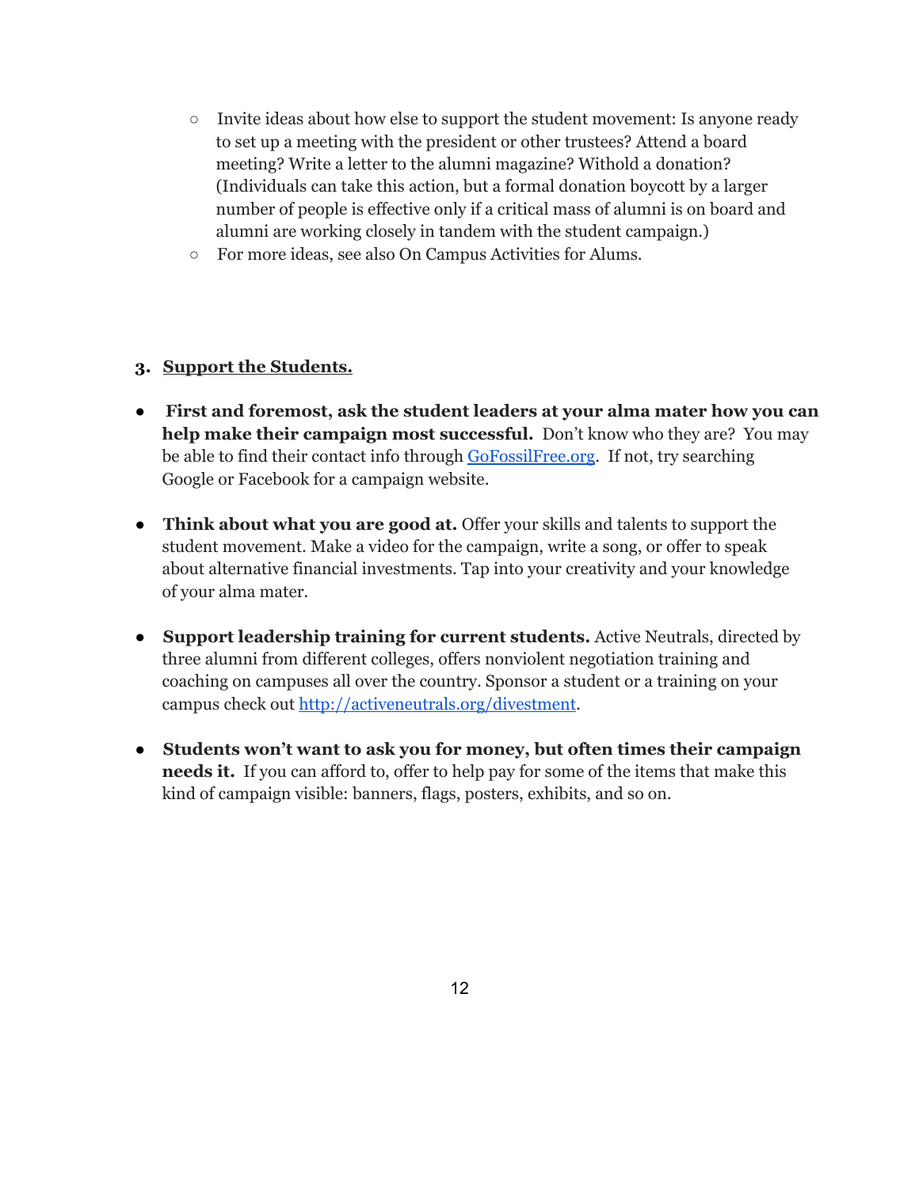- Invite ideas about how else to support the student movement: Is anyone ready to set up a meeting with the president or other trustees? Attend a board meeting? Write a letter to the alumni magazine? Withold a donation? (Individuals can take this action, but a formal donation boycott by a larger number of people is effective only if a critical mass of alumni is on board and alumni are working closely in tandem with the student campaign.)
- For more ideas, see also On Campus Activities for Alums.

### 3. Support the Students.

- **First and foremost, ask the student leaders at your alma mater how you can help make their campaign most successful.** Don't know who they are? You may be able to find their contact info through [GoFossilFree.org](http://GoFossilFree.org). If not, try searching Google or Facebook for a campaign website.

- **Think about what you are good at.** Offer your skills and talents to support the student movement. Make a video for the campaign, write a song, or offer to speak about alternative financial investments. Tap into your creativity and your knowledge of your alma mater.

- **Support leadership training for current students.** Active Neutrals, directed by three alumni from different colleges, offers nonviolent negotiation training and coaching on campuses all over the country. Sponsor a student or a training on your campus check out [http://activeneutrals.org/divestment](http://activeneutrals.org/divestment).

- **Students won't want to ask you for money, but often times their campaign needs it.** If you can afford to, offer to help pay for some of the items that make this kind of campaign visible: banners, flags, posters, exhibits, and so on.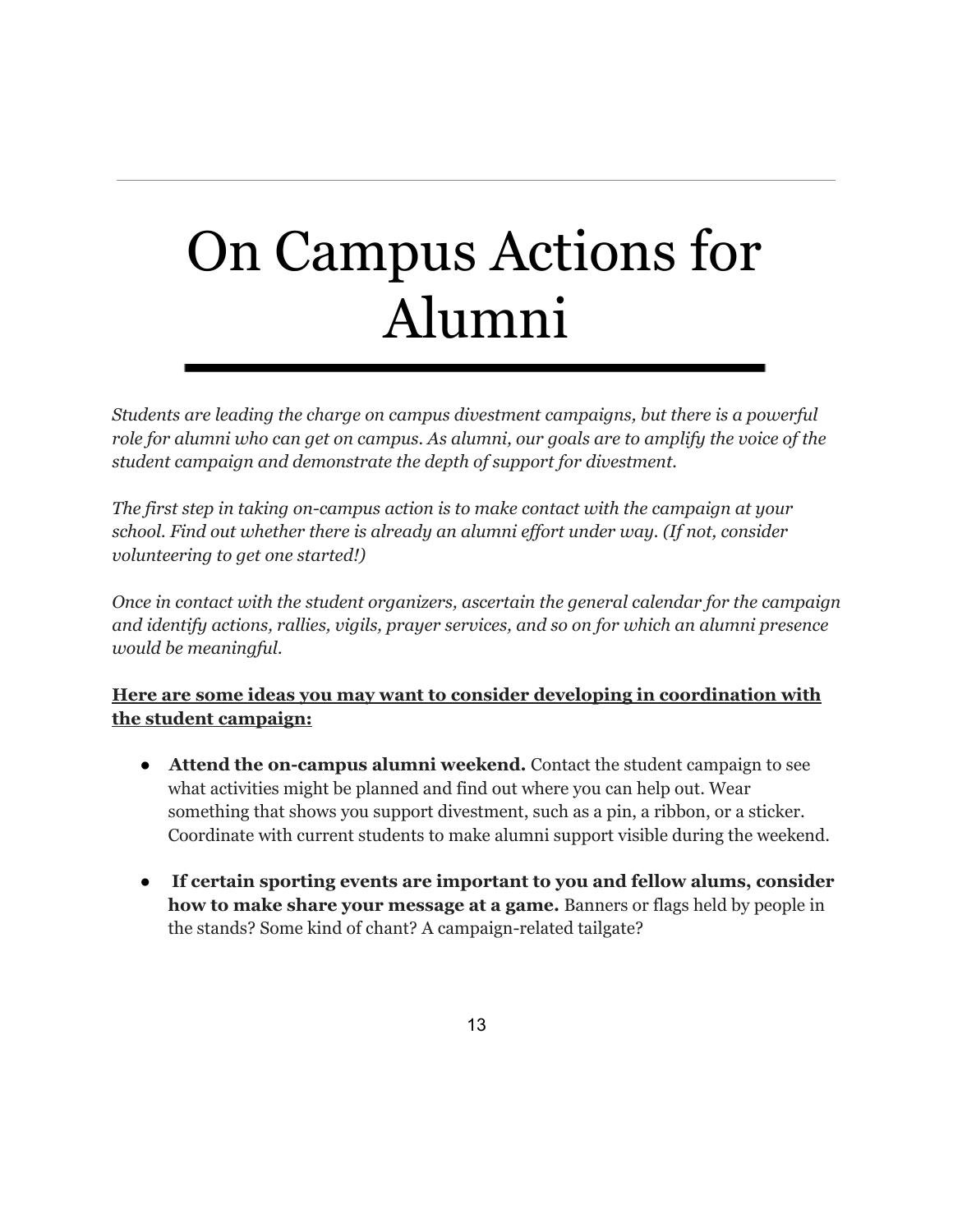# On Campus Actions for Alumni

*Students are leading the charge on campus divestment campaigns, but there is a powerful role for alumni who can get on campus. As alumni, our goals are to amplify the voice of the student campaign and demonstrate the depth of support for divestment.*

*The first step in taking on-campus action is to make contact with the campaign at your school. Find out whether there is already an alumni effort under way. (If not, consider volunteering to get one started!)*

*Once in contact with the student organizers, ascertain the general calendar for the campaign and identify actions, rallies, vigils, prayer services, and so on for which an alumni presence would be meaningful.*

**Here are some ideas you may want to consider developing in coordination with the student campaign:**

- **Attend the on-campus alumni weekend.** Contact the student campaign to see what activities might be planned and find out where you can help out. Wear something that shows you support divestment, such as a pin, a ribbon, or a sticker. Coordinate with current students to make alumni support visible during the weekend.

- **If certain sporting events are important to you and fellow alums, consider how to make share your message at a game.** Banners or flags held by people in the stands? Some kind of chant? A campaign-related tailgate?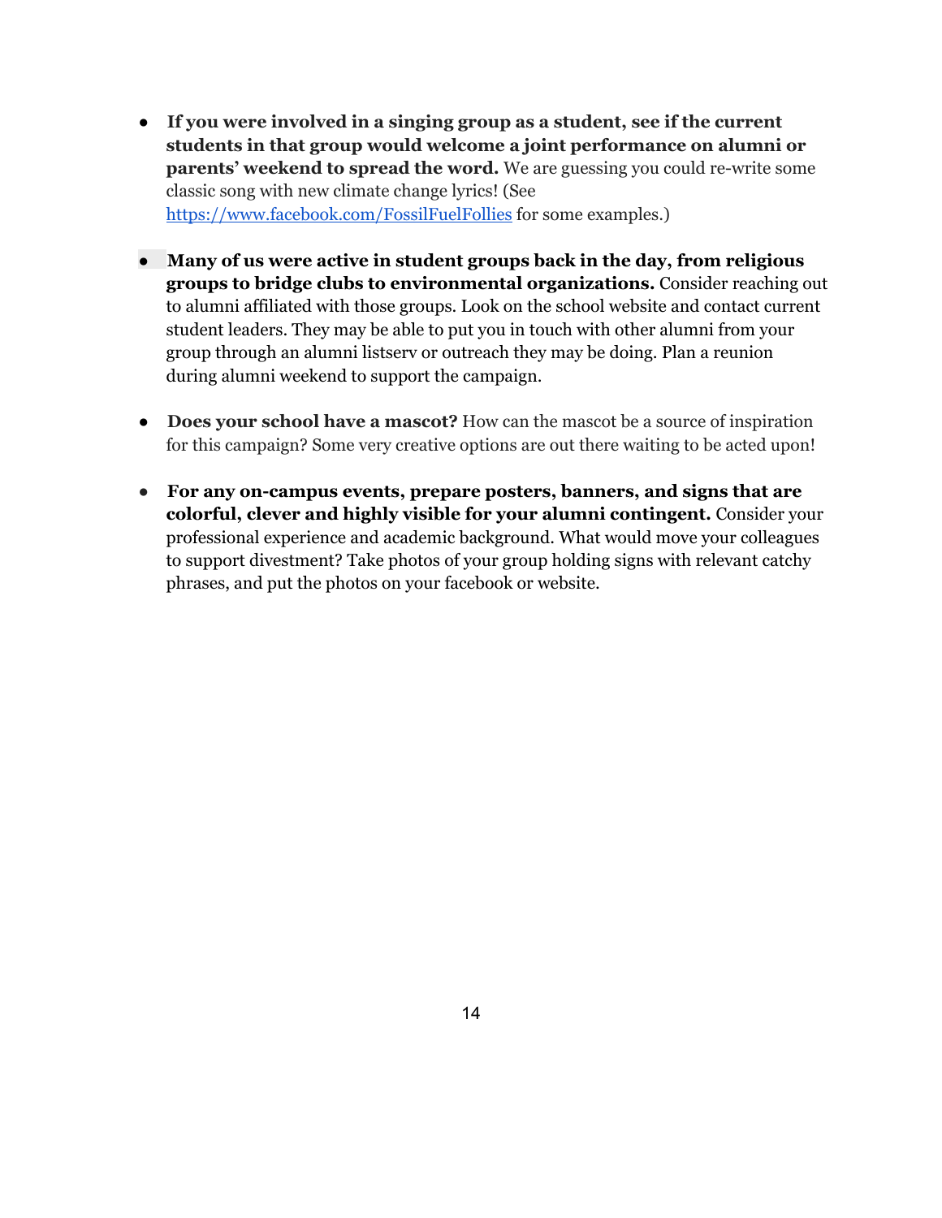- **If you were involved in a singing group as a student, see if the current students in that group would welcome a joint performance on alumni or parents' weekend to spread the word.** We are guessing you could re-write some classic song with new climate change lyrics! (See [https://www.facebook.com/FossilFuelFollies](https://www.facebook.com/FossilFuelFollies) for some examples.)

- **Many of us were active in student groups back in the day, from religious groups to bridge clubs to environmental organizations.** Consider reaching out to alumni affiliated with those groups. Look on the school website and contact current student leaders. They may be able to put you in touch with other alumni from your group through an alumni listserv or outreach they may be doing. Plan a reunion during alumni weekend to support the campaign.

- **Does your school have a mascot?** How can the mascot be a source of inspiration for this campaign? Some very creative options are out there waiting to be acted upon!

- **For any on-campus events, prepare posters, banners, and signs that are colorful, clever and highly visible for your alumni contingent.** Consider your professional experience and academic background. What would move your colleagues to support divestment? Take photos of your group holding signs with relevant catchy phrases, and put the photos on your facebook or website.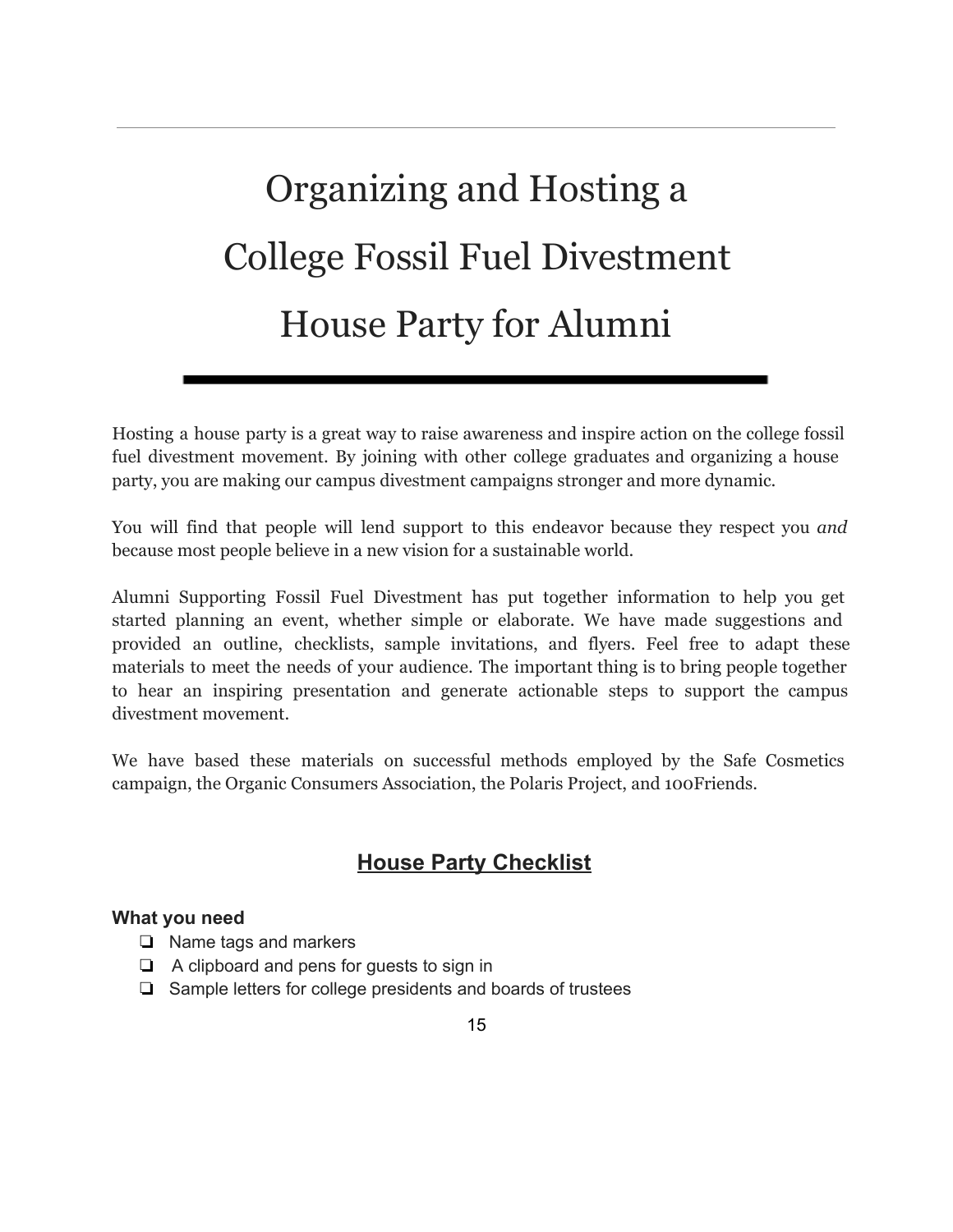# Organizing and Hosting a College Fossil Fuel Divestment House Party for Alumni

Hosting a house party is a great way to raise awareness and inspire action on the college fossil fuel divestment movement. By joining with other college graduates and organizing a house party, you are making our campus divestment campaigns stronger and more dynamic.

You will find that people will lend support to this endeavor because they respect you *and* because most people believe in a new vision for a sustainable world.

Alumni Supporting Fossil Fuel Divestment has put together information to help you get started planning an event, whether simple or elaborate. We have made suggestions and provided an outline, checklists, sample invitations, and flyers. Feel free to adapt these materials to meet the needs of your audience. The important thing is to bring people together to hear an inspiring presentation and generate actionable steps to support the campus divestment movement.

We have based these materials on successful methods employed by the Safe Cosmetics campaign, the Organic Consumers Association, the Polaris Project, and 100Friends.

## House Party Checklist

**What you need**

- ❏ Name tags and markers
- ❏ A clipboard and pens for guests to sign in
- ❏ Sample letters for college presidents and boards of trustees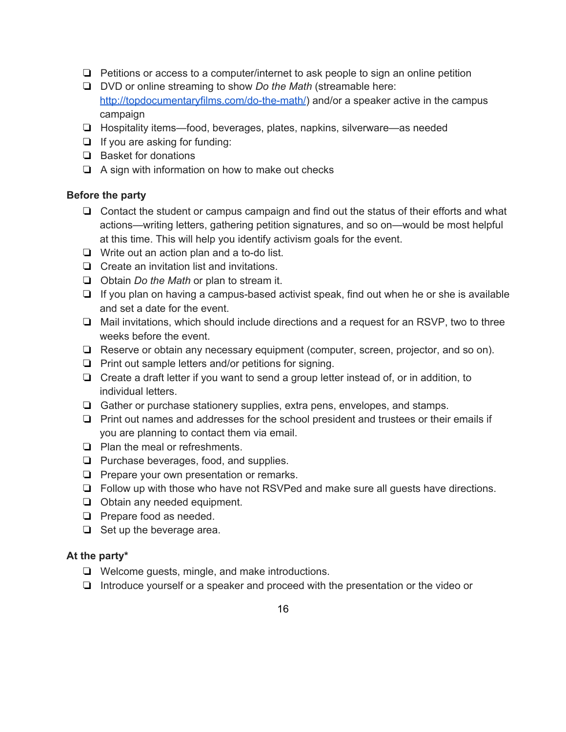- ❏ Petitions or access to a computer/internet to ask people to sign an online petition
- ❏ DVD or online streaming to show *Do the Math* (streamable here: [http://topdocumentaryfilms.com/do-the-math/](http://topdocumentaryfilms.com/do-the-math/)) and/or a speaker active in the campus campaign
- ❏ Hospitality items—food, beverages, plates, napkins, silverware—as needed
- ❏ If you are asking for funding:
- ❏ Basket for donations
- ❏ A sign with information on how to make out checks

**Before the party**

- ❏ Contact the student or campus campaign and find out the status of their efforts and what actions—writing letters, gathering petition signatures, and so on—would be most helpful at this time. This will help you identify activism goals for the event.
- ❏ Write out an action plan and a to-do list.
- ❏ Create an invitation list and invitations.
- ❏ Obtain *Do the Math* or plan to stream it.
- ❏ If you plan on having a campus-based activist speak, find out when he or she is available and set a date for the event.
- ❏ Mail invitations, which should include directions and a request for an RSVP, two to three weeks before the event.
- ❏ Reserve or obtain any necessary equipment (computer, screen, projector, and so on).
- ❏ Print out sample letters and/or petitions for signing.
- ❏ Create a draft letter if you want to send a group letter instead of, or in addition, to individual letters.
- ❏ Gather or purchase stationery supplies, extra pens, envelopes, and stamps.
- ❏ Print out names and addresses for the school president and trustees or their emails if you are planning to contact them via email.
- ❏ Plan the meal or refreshments.
- ❏ Purchase beverages, food, and supplies.
- ❏ Prepare your own presentation or remarks.
- ❏ Follow up with those who have not RSVPed and make sure all guests have directions.
- ❏ Obtain any needed equipment.
- ❏ Prepare food as needed.
- ❏ Set up the beverage area.

**At the party***

- ❏ Welcome guests, mingle, and make introductions.
- ❏ Introduce yourself or a speaker and proceed with the presentation or the video or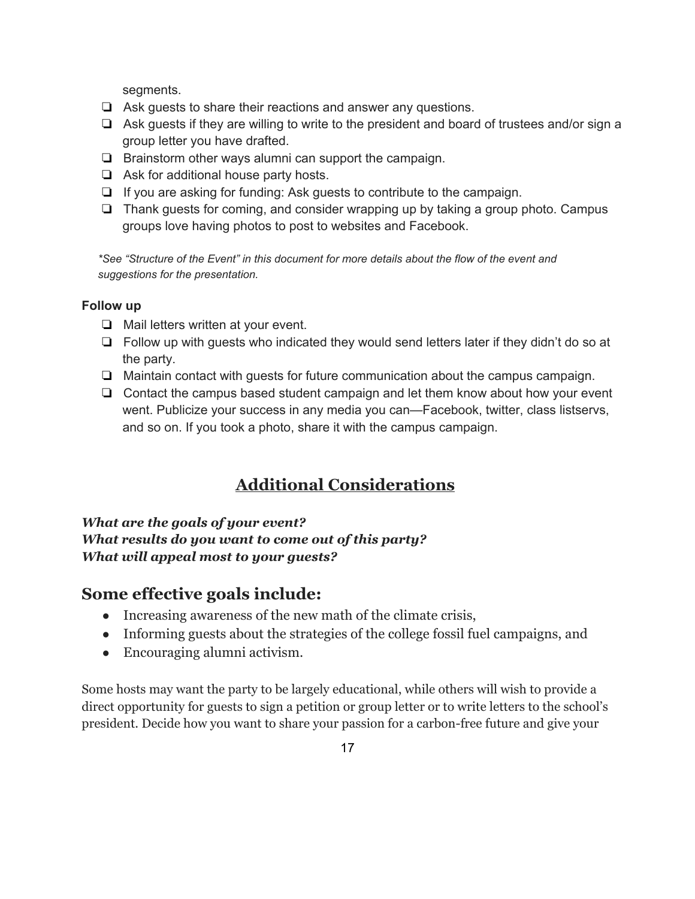segments.

- ❏ Ask guests to share their reactions and answer any questions.
- ❏ Ask guests if they are willing to write to the president and board of trustees and/or sign a group letter you have drafted.
- ❏ Brainstorm other ways alumni can support the campaign.
- ❏ Ask for additional house party hosts.
- ❏ If you are asking for funding: Ask guests to contribute to the campaign.
- ❏ Thank guests for coming, and consider wrapping up by taking a group photo. Campus groups love having photos to post to websites and Facebook.

*\*See "Structure of the Event" in this document for more details about the flow of the event and suggestions for the presentation.*

**Follow up**

- ❏ Mail letters written at your event.
- ❏ Follow up with guests who indicated they would send letters later if they didn't do so at the party.
- ❏ Maintain contact with guests for future communication about the campus campaign.
- ❏ Contact the campus based student campaign and let them know about how your event went. Publicize your success in any media you can—Facebook, twitter, class listservs, and so on. If you took a photo, share it with the campus campaign.

# Additional Considerations

***What are the goals of your event?***
***What results do you want to come out of this party?***
***What will appeal most to your guests?***

## Some effective goals include:

- Increasing awareness of the new math of the climate crisis,
- Informing guests about the strategies of the college fossil fuel campaigns, and
- Encouraging alumni activism.

Some hosts may want the party to be largely educational, while others will wish to provide a direct opportunity for guests to sign a petition or group letter or to write letters to the school's president. Decide how you want to share your passion for a carbon-free future and give your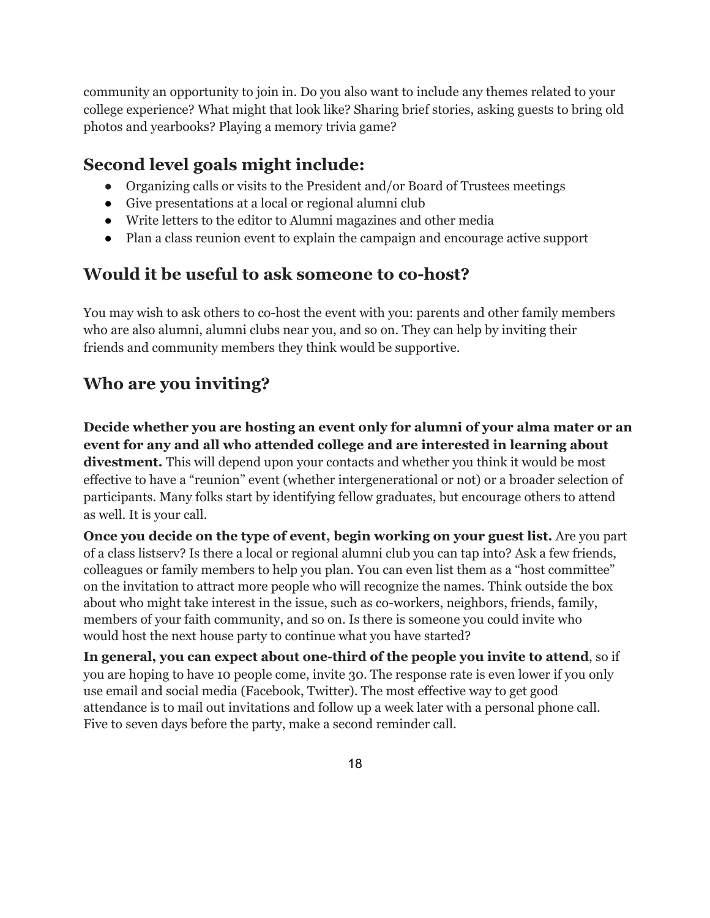community an opportunity to join in. Do you also want to include any themes related to your college experience? What might that look like? Sharing brief stories, asking guests to bring old photos and yearbooks? Playing a memory trivia game?

## Second level goals might include:

- Organizing calls or visits to the President and/or Board of Trustees meetings
- Give presentations at a local or regional alumni club
- Write letters to the editor to Alumni magazines and other media
- Plan a class reunion event to explain the campaign and encourage active support

## Would it be useful to ask someone to co-host?

You may wish to ask others to co-host the event with you: parents and other family members who are also alumni, alumni clubs near you, and so on. They can help by inviting their friends and community members they think would be supportive.

## Who are you inviting?

**Decide whether you are hosting an event only for alumni of your alma mater or an event for any and all who attended college and are interested in learning about divestment.** This will depend upon your contacts and whether you think it would be most effective to have a "reunion" event (whether intergenerational or not) or a broader selection of participants. Many folks start by identifying fellow graduates, but encourage others to attend as well. It is your call.

**Once you decide on the type of event, begin working on your guest list.** Are you part of a class listserv? Is there a local or regional alumni club you can tap into? Ask a few friends, colleagues or family members to help you plan. You can even list them as a "host committee" on the invitation to attract more people who will recognize the names. Think outside the box about who might take interest in the issue, such as co-workers, neighbors, friends, family, members of your faith community, and so on. Is there is someone you could invite who would host the next house party to continue what you have started?

**In general, you can expect about one-third of the people you invite to attend**, so if you are hoping to have 10 people come, invite 30. The response rate is even lower if you only use email and social media (Facebook, Twitter). The most effective way to get good attendance is to mail out invitations and follow up a week later with a personal phone call. Five to seven days before the party, make a second reminder call.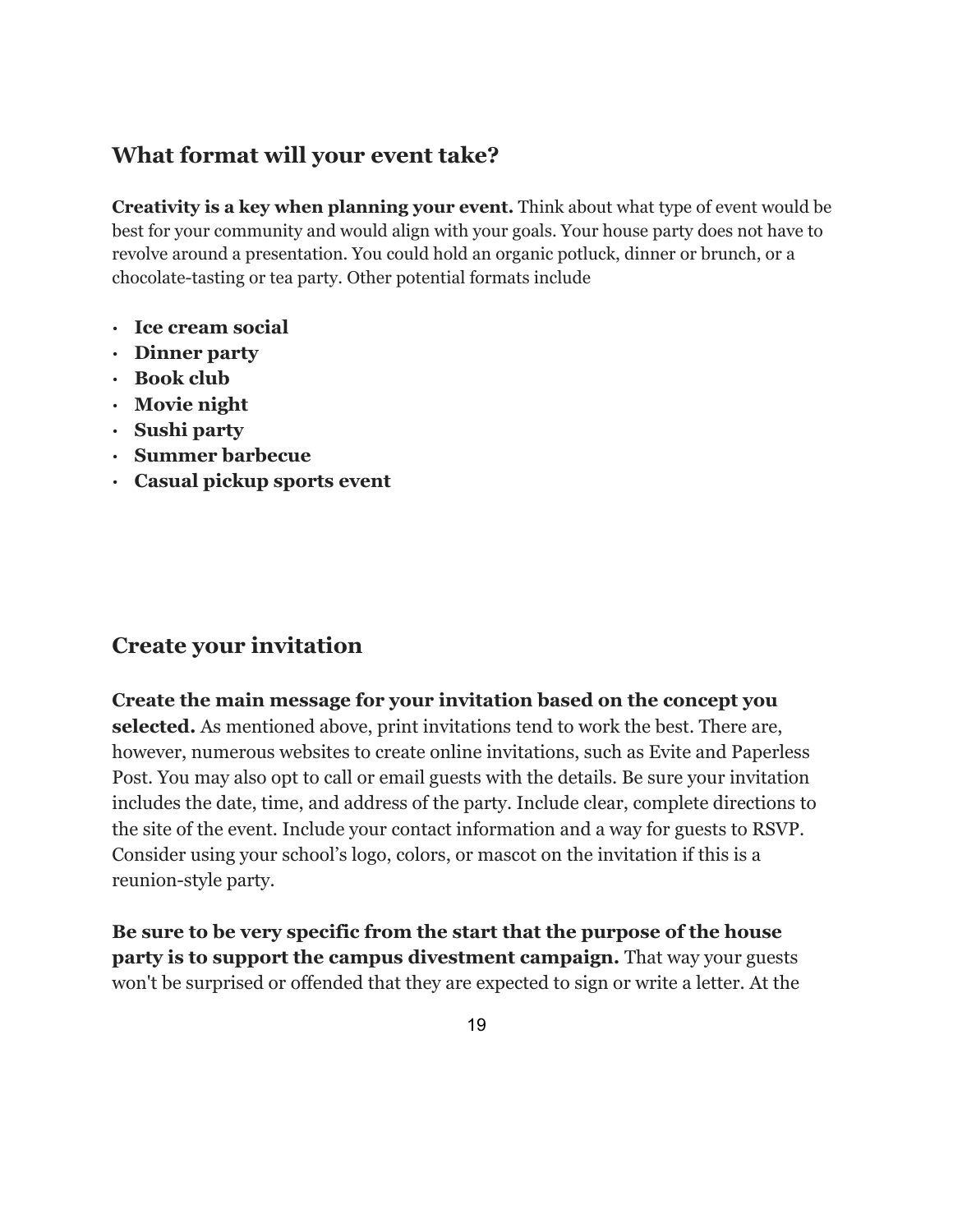## What format will your event take?

**Creativity is a key when planning your event.** Think about what type of event would be best for your community and would align with your goals. Your house party does not have to revolve around a presentation. You could hold an organic potluck, dinner or brunch, or a chocolate-tasting or tea party. Other potential formats include

- **Ice cream social**
- **Dinner party**
- **Book club**
- **Movie night**
- **Sushi party**
- **Summer barbecue**
- **Casual pickup sports event**

## Create your invitation

**Create the main message for your invitation based on the concept you selected.** As mentioned above, print invitations tend to work the best. There are, however, numerous websites to create online invitations, such as Evite and Paperless Post. You may also opt to call or email guests with the details. Be sure your invitation includes the date, time, and address of the party. Include clear, complete directions to the site of the event. Include your contact information and a way for guests to RSVP. Consider using your school's logo, colors, or mascot on the invitation if this is a reunion-style party.

**Be sure to be very specific from the start that the purpose of the house party is to support the campus divestment campaign.** That way your guests won't be surprised or offended that they are expected to sign or write a letter. At the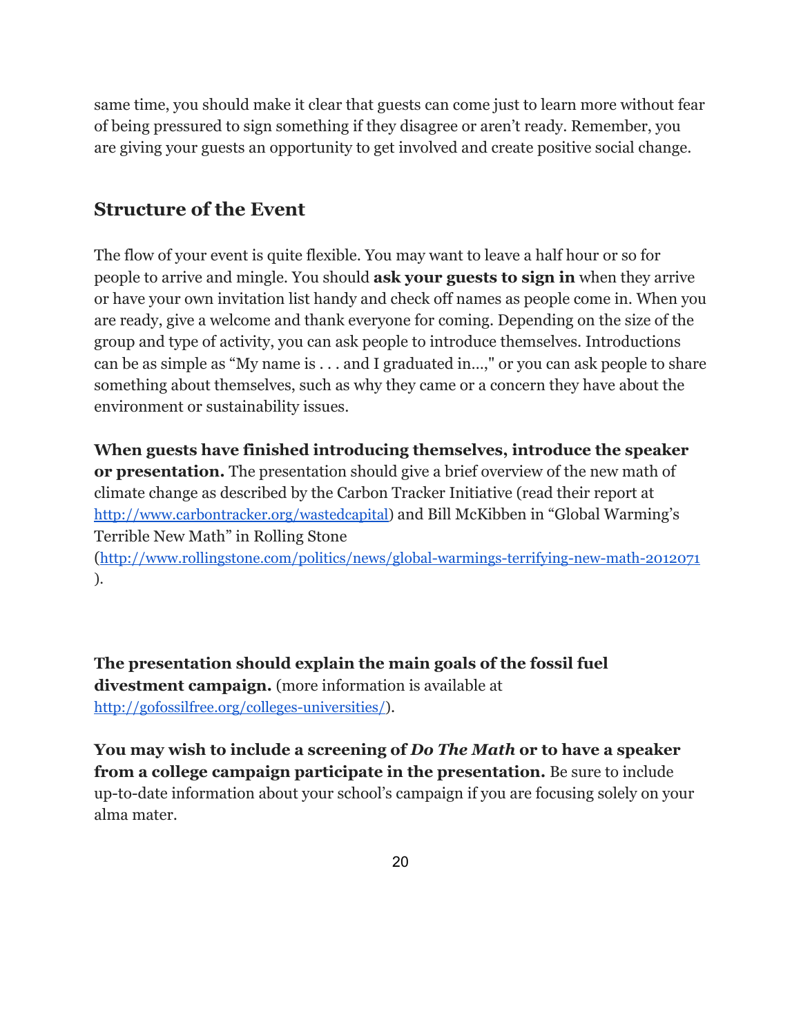same time, you should make it clear that guests can come just to learn more without fear of being pressured to sign something if they disagree or aren't ready. Remember, you are giving your guests an opportunity to get involved and create positive social change.

## Structure of the Event

The flow of your event is quite flexible. You may want to leave a half hour or so for people to arrive and mingle. You should **ask your guests to sign in** when they arrive or have your own invitation list handy and check off names as people come in. When you are ready, give a welcome and thank everyone for coming. Depending on the size of the group and type of activity, you can ask people to introduce themselves. Introductions can be as simple as "My name is . . . and I graduated in...," or you can ask people to share something about themselves, such as why they came or a concern they have about the environment or sustainability issues.

**When guests have finished introducing themselves, introduce the speaker or presentation.** The presentation should give a brief overview of the new math of climate change as described by the Carbon Tracker Initiative (read their report at http://www.carbontracker.org/wastedcapital) and Bill McKibben in "Global Warming's Terrible New Math" in Rolling Stone (http://www.rollingstone.com/politics/news/global-warmings-terrifying-new-math-2012071).

**The presentation should explain the main goals of the fossil fuel divestment campaign.** (more information is available at http://gofossilfree.org/colleges-universities/).

**You may wish to include a screening of *Do The Math* or to have a speaker from a college campaign participate in the presentation.** Be sure to include up-to-date information about your school's campaign if you are focusing solely on your alma mater.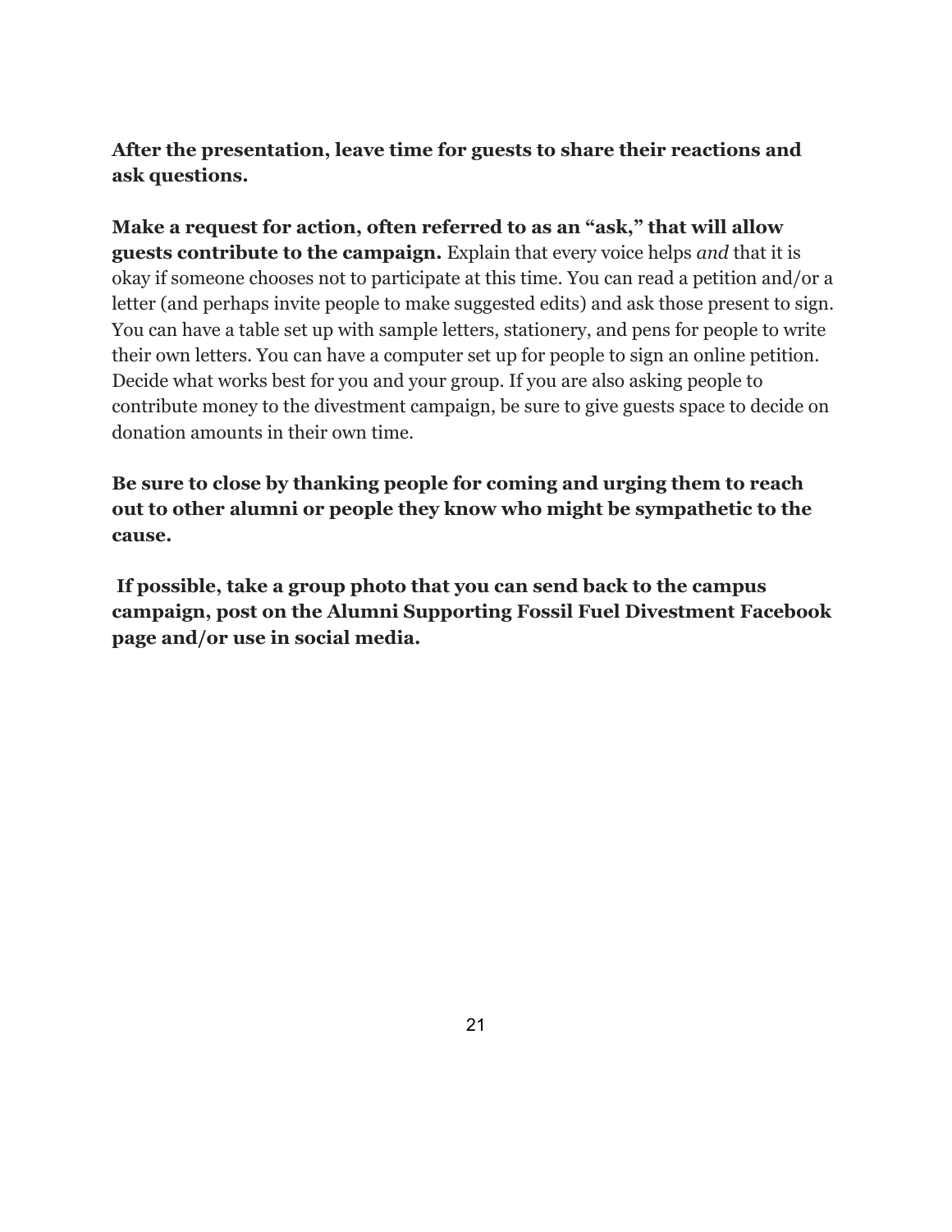**After the presentation, leave time for guests to share their reactions and ask questions.**

**Make a request for action, often referred to as an "ask," that will allow guests contribute to the campaign.** Explain that every voice helps *and* that it is okay if someone chooses not to participate at this time. You can read a petition and/or a letter (and perhaps invite people to make suggested edits) and ask those present to sign. You can have a table set up with sample letters, stationery, and pens for people to write their own letters. You can have a computer set up for people to sign an online petition. Decide what works best for you and your group. If you are also asking people to contribute money to the divestment campaign, be sure to give guests space to decide on donation amounts in their own time.

**Be sure to close by thanking people for coming and urging them to reach out to other alumni or people they know who might be sympathetic to the cause.**

**If possible, take a group photo that you can send back to the campus campaign, post on the Alumni Supporting Fossil Fuel Divestment Facebook page and/or use in social media.**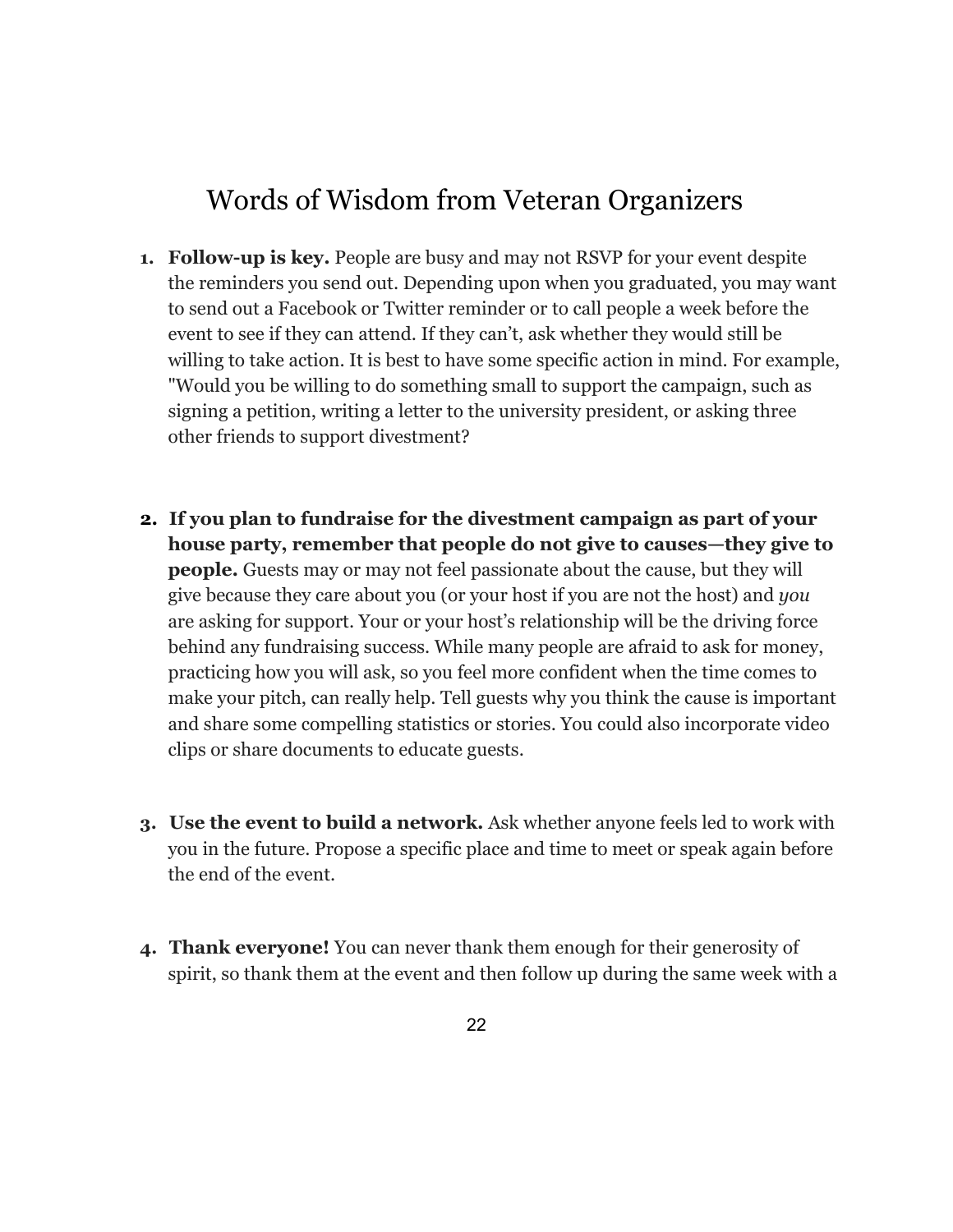# Words of Wisdom from Veteran Organizers

1. **Follow-up is key.** People are busy and may not RSVP for your event despite the reminders you send out. Depending upon when you graduated, you may want to send out a Facebook or Twitter reminder or to call people a week before the event to see if they can attend. If they can't, ask whether they would still be willing to take action. It is best to have some specific action in mind. For example, "Would you be willing to do something small to support the campaign, such as signing a petition, writing a letter to the university president, or asking three other friends to support divestment?

2. **If you plan to fundraise for the divestment campaign as part of your house party, remember that people do not give to causes—they give to people.** Guests may or may not feel passionate about the cause, but they will give because they care about you (or your host if you are not the host) and *you* are asking for support. Your or your host's relationship will be the driving force behind any fundraising success. While many people are afraid to ask for money, practicing how you will ask, so you feel more confident when the time comes to make your pitch, can really help. Tell guests why you think the cause is important and share some compelling statistics or stories. You could also incorporate video clips or share documents to educate guests.

3. **Use the event to build a network.** Ask whether anyone feels led to work with you in the future. Propose a specific place and time to meet or speak again before the end of the event.

4. **Thank everyone!** You can never thank them enough for their generosity of spirit, so thank them at the event and then follow up during the same week with a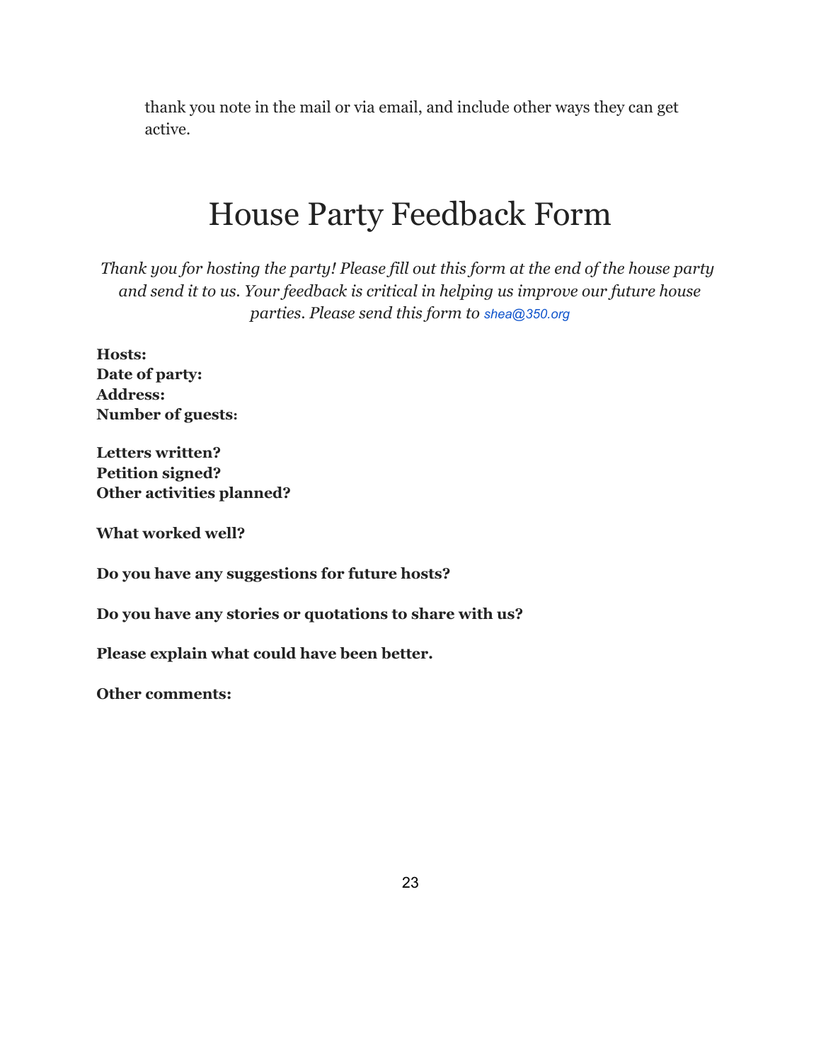thank you note in the mail or via email, and include other ways they can get active.

# House Party Feedback Form

*Thank you for hosting the party! Please fill out this form at the end of the house party and send it to us. Your feedback is critical in helping us improve our future house parties. Please send this form to* shea@350.org

**Hosts:**
**Date of party:**
**Address:**
**Number of guests:**

**Letters written?**
**Petition signed?**
**Other activities planned?**

**What worked well?**

**Do you have any suggestions for future hosts?**

**Do you have any stories or quotations to share with us?**

**Please explain what could have been better.**

**Other comments:**